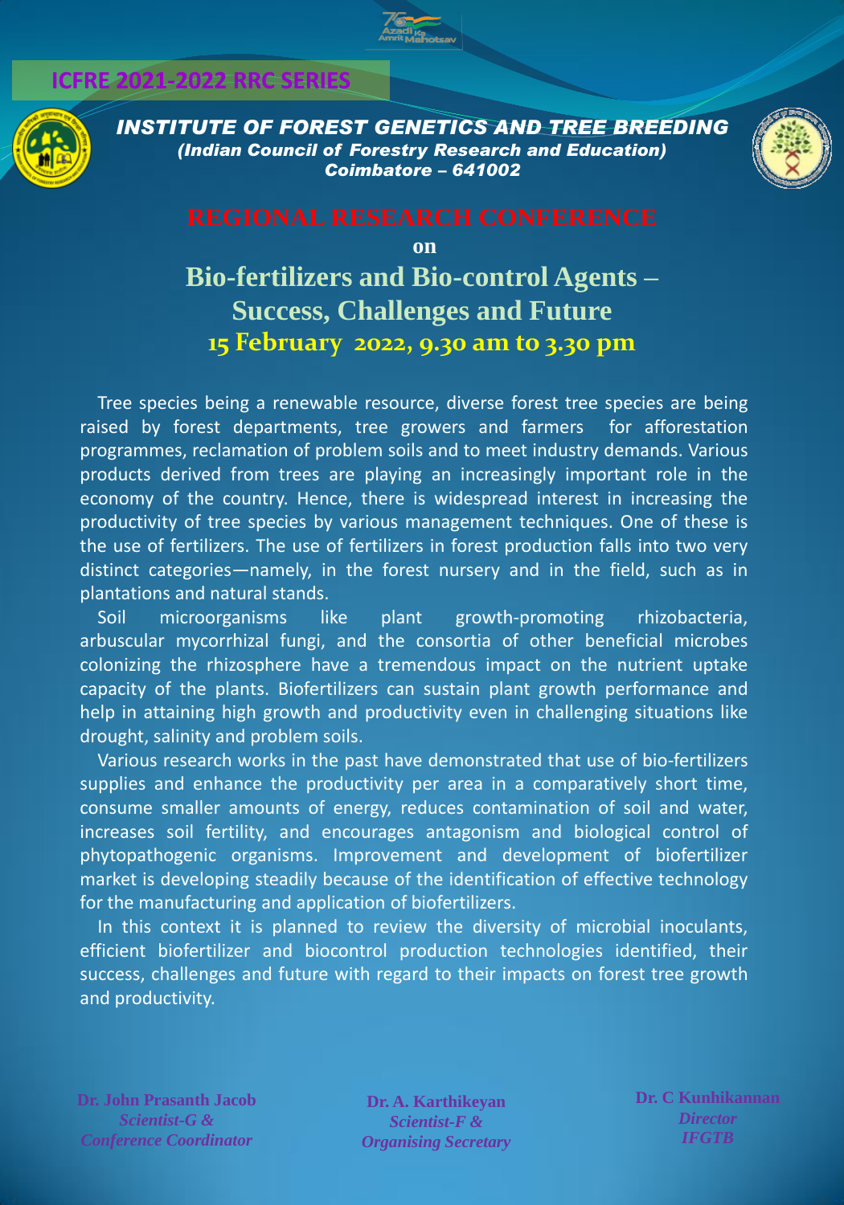ICFRE 2021-2022 RRC SERIES

## INSTITUTE OF FOREST GENETICS AND TREE BREEDING

*(Indian Council of Forestry Research and Education)*

*Coimbatore – 641002*

# REGIONAL RESEARCH CONFERENCE

**on**

## Bio-fertilizers and Bio-control Agents – Success, Challenges and Future

**15 February 2022, 9.30 am to 3.30 pm**

Tree species being a renewable resource, diverse forest tree species are being raised by forest departments, tree growers and farmers for afforestation programmes, reclamation of problem soils and to meet industry demands. Various products derived from trees are playing an increasingly important role in the economy of the country. Hence, there is widespread interest in increasing the productivity of tree species by various management techniques. One of these is the use of fertilizers. The use of fertilizers in forest production falls into two very distinct categories—namely, in the forest nursery and in the field, such as in plantations and natural stands.

Soil microorganisms like plant growth-promoting rhizobacteria, arbuscular mycorrhizal fungi, and the consortia of other beneficial microbes colonizing the rhizosphere have a tremendous impact on the nutrient uptake capacity of the plants. Biofertilizers can sustain plant growth performance and help in attaining high growth and productivity even in challenging situations like drought, salinity and problem soils.

Various research works in the past have demonstrated that use of bio-fertilizers supplies and enhance the productivity per area in a comparatively short time, consume smaller amounts of energy, reduces contamination of soil and water, increases soil fertility, and encourages antagonism and biological control of phytopathogenic organisms. Improvement and development of biofertilizer market is developing steadily because of the identification of effective technology for the manufacturing and application of biofertilizers.

In this context it is planned to review the diversity of microbial inoculants, efficient biofertilizer and biocontrol production technologies identified, their success, challenges and future with regard to their impacts on forest tree growth and productivity.

**Dr. John Prasanth Jacob**
*Scientist-G &*
*Conference Coordinator*

**Dr. A. Karthikeyan**
*Scientist-F &*
*Organising Secretary*

**Dr. C Kunhikannan**
*Director*
*IFGTB*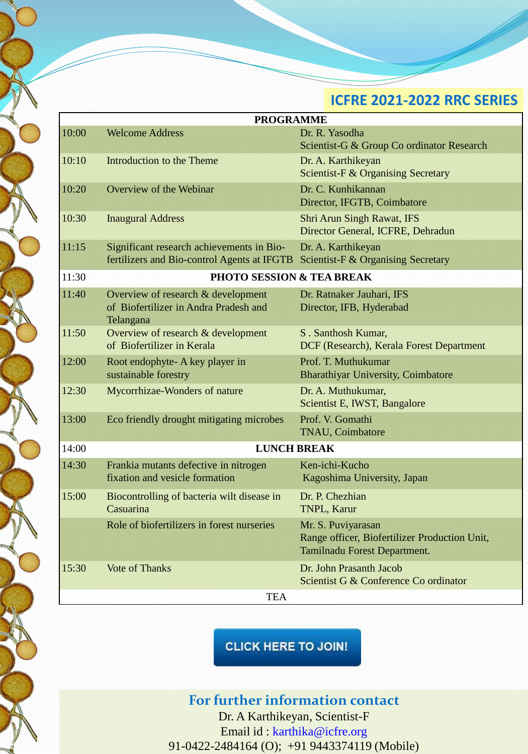## ICFRE 2021-2022 RRC SERIES

| | | |
|---|---|---|
| **PROGRAMME** | | |
| 10:00 | Welcome Address | Dr. R. Yasodha<br>Scientist-G & Group Co ordinator Research |
| 10:10 | Introduction to the Theme | Dr. A. Karthikeyan<br>Scientist-F & Organising Secretary |
| 10:20 | Overview of the Webinar | Dr. C. Kunhikannan<br>Director, IFGTB, Coimbatore |
| 10:30 | Inaugural Address | Shri Arun Singh Rawat, IFS<br>Director General, ICFRE, Dehradun |
| 11:15 | Significant research achievements in Bio-fertilizers and Bio-control Agents at IFGTB | Dr. A. Karthikeyan<br>Scientist-F & Organising Secretary |
| 11:30 | **PHOTO SESSION & TEA BREAK** | |
| 11:40 | Overview of research & development of Biofertilizer in Andra Pradesh and Telangana | Dr. Ratnaker Jauhari, IFS<br>Director, IFB, Hyderabad |
| 11:50 | Overview of research & development of Biofertilizer in Kerala | S . Santhosh Kumar,<br>DCF (Research), Kerala Forest Department |
| 12:00 | Root endophyte- A key player in sustainable forestry | Prof. T. Muthukumar<br>Bharathiyar University, Coimbatore |
| 12:30 | Mycorrhizae-Wonders of nature | Dr. A. Muthukumar,<br>Scientist E, IWST, Bangalore |
| 13:00 | Eco friendly drought mitigating microbes | Prof. V. Gomathi<br>TNAU, Coimbatore |
| 14:00 | **LUNCH BREAK** | |
| 14:30 | Frankia mutants defective in nitrogen fixation and vesicle formation | Ken-ichi-Kucho<br>Kagoshima University, Japan |
| 15:00 | Biocontrolling of bacteria wilt disease in Casuarina | Dr. P. Chezhian<br>TNPL, Karur |
| | Role of biofertilizers in forest nurseries | Mr. S. Puviyarasan<br>Range officer, Biofertilizer Production Unit, Tamilnadu Forest Department. |
| 15:30 | Vote of Thanks | Dr. John Prasanth Jacob<br>Scientist G & Conference Co ordinator |
| TEA | | |

CLICK HERE TO JOIN!

### For further information contact

Dr. A Karthikeyan, Scientist-F
Email id : karthika@icfre.org
91-0422-2484164 (O); +91 9443374119 (Mobile)